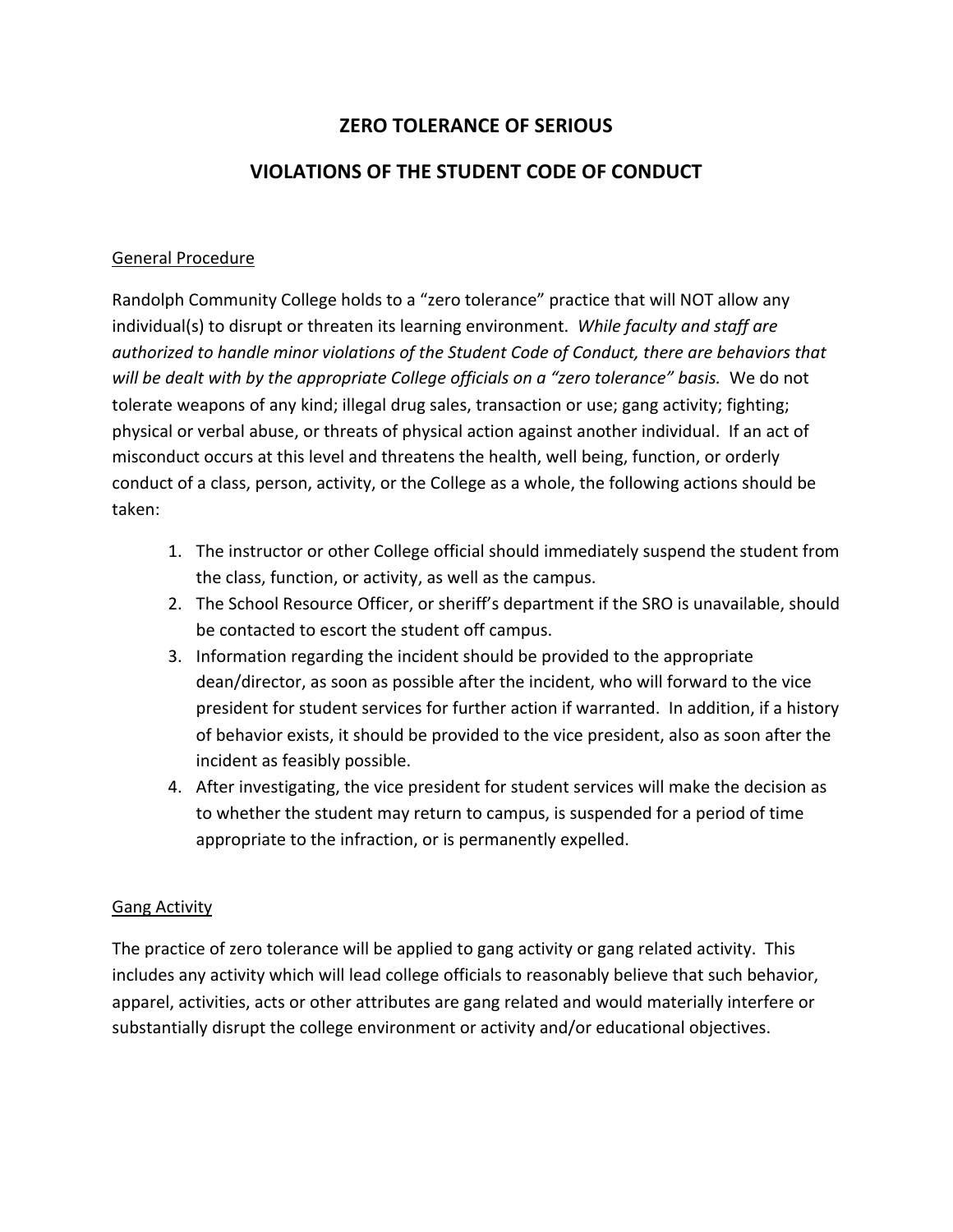# ZERO TOLERANCE OF SERIOUS

# VIOLATIONS OF THE STUDENT CODE OF CONDUCT

## General Procedure

Randolph Community College holds to a "zero tolerance" practice that will NOT allow any individual(s) to disrupt or threaten its learning environment. *While faculty and staff are authorized to handle minor violations of the Student Code of Conduct, there are behaviors that will be dealt with by the appropriate College officials on a "zero tolerance" basis.* We do not tolerate weapons of any kind; illegal drug sales, transaction or use; gang activity; fighting; physical or verbal abuse, or threats of physical action against another individual. If an act of misconduct occurs at this level and threatens the health, well being, function, or orderly conduct of a class, person, activity, or the College as a whole, the following actions should be taken:

1. The instructor or other College official should immediately suspend the student from the class, function, or activity, as well as the campus.
2. The School Resource Officer, or sheriff's department if the SRO is unavailable, should be contacted to escort the student off campus.
3. Information regarding the incident should be provided to the appropriate dean/director, as soon as possible after the incident, who will forward to the vice president for student services for further action if warranted. In addition, if a history of behavior exists, it should be provided to the vice president, also as soon after the incident as feasibly possible.
4. After investigating, the vice president for student services will make the decision as to whether the student may return to campus, is suspended for a period of time appropriate to the infraction, or is permanently expelled.

## Gang Activity

The practice of zero tolerance will be applied to gang activity or gang related activity. This includes any activity which will lead college officials to reasonably believe that such behavior, apparel, activities, acts or other attributes are gang related and would materially interfere or substantially disrupt the college environment or activity and/or educational objectives.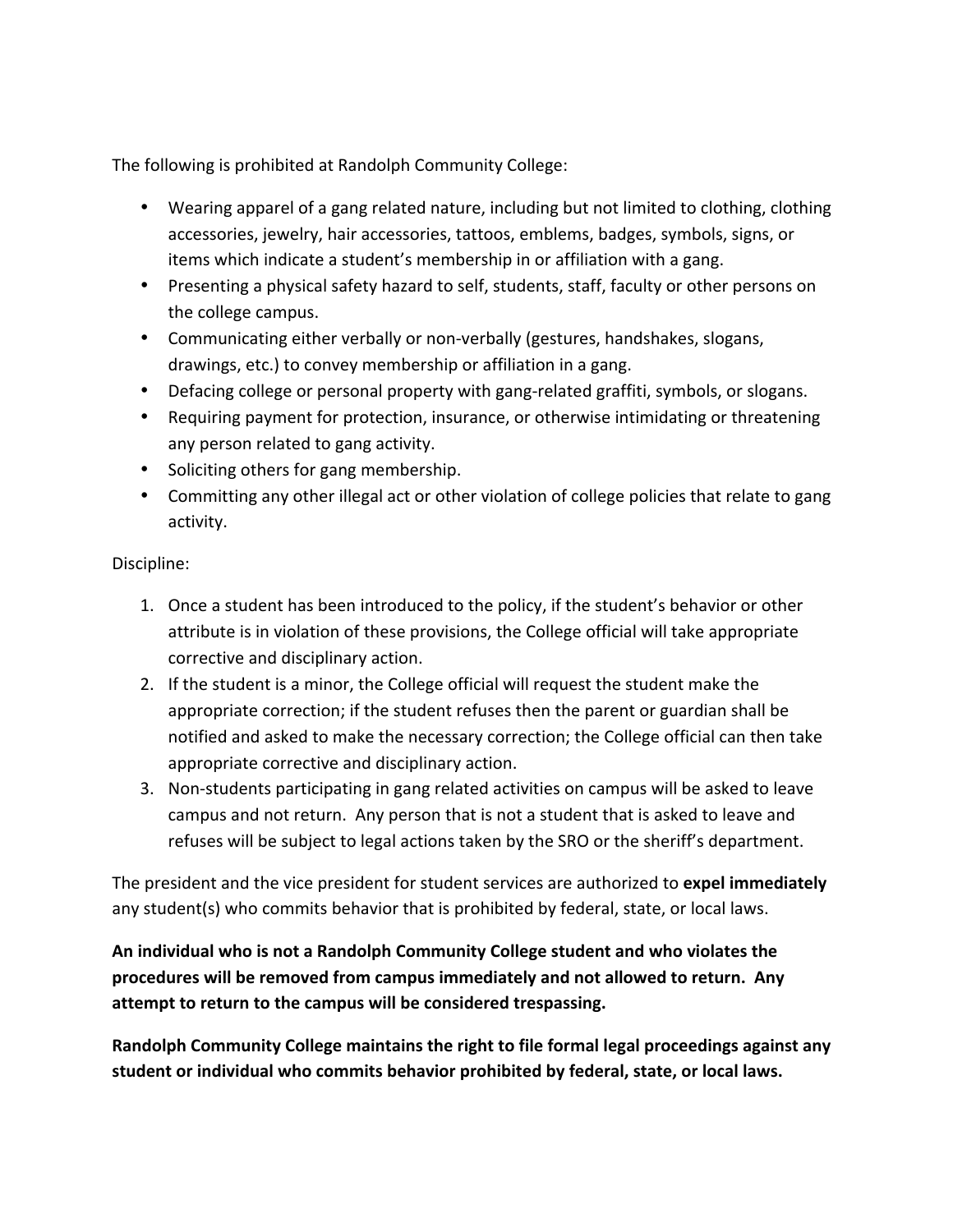The following is prohibited at Randolph Community College:

- Wearing apparel of a gang related nature, including but not limited to clothing, clothing accessories, jewelry, hair accessories, tattoos, emblems, badges, symbols, signs, or items which indicate a student's membership in or affiliation with a gang.
- Presenting a physical safety hazard to self, students, staff, faculty or other persons on the college campus.
- Communicating either verbally or non-verbally (gestures, handshakes, slogans, drawings, etc.) to convey membership or affiliation in a gang.
- Defacing college or personal property with gang-related graffiti, symbols, or slogans.
- Requiring payment for protection, insurance, or otherwise intimidating or threatening any person related to gang activity.
- Soliciting others for gang membership.
- Committing any other illegal act or other violation of college policies that relate to gang activity.

Discipline:

1. Once a student has been introduced to the policy, if the student's behavior or other attribute is in violation of these provisions, the College official will take appropriate corrective and disciplinary action.
2. If the student is a minor, the College official will request the student make the appropriate correction; if the student refuses then the parent or guardian shall be notified and asked to make the necessary correction; the College official can then take appropriate corrective and disciplinary action.
3. Non-students participating in gang related activities on campus will be asked to leave campus and not return. Any person that is not a student that is asked to leave and refuses will be subject to legal actions taken by the SRO or the sheriff's department.

The president and the vice president for student services are authorized to **expel immediately** any student(s) who commits behavior that is prohibited by federal, state, or local laws.

**An individual who is not a Randolph Community College student and who violates the procedures will be removed from campus immediately and not allowed to return. Any attempt to return to the campus will be considered trespassing.**

**Randolph Community College maintains the right to file formal legal proceedings against any student or individual who commits behavior prohibited by federal, state, or local laws.**